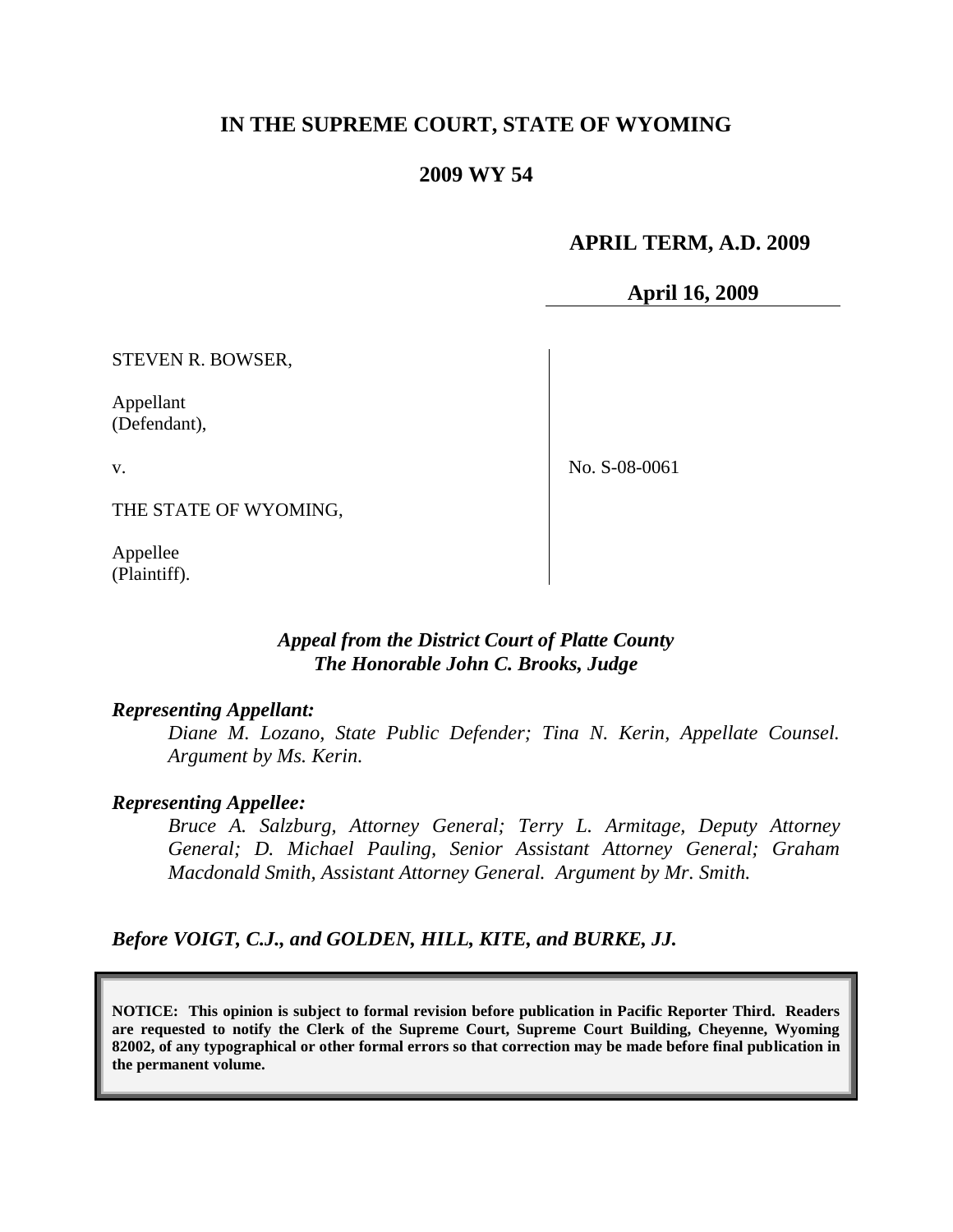# IN THE SUPREME COURT, STATE OF WYOMING

## 2009 WY 54

**APRIL TERM, A.D. 2009**

**April 16, 2009**

STEVEN R. BOWSER,

Appellant
(Defendant),

v.

THE STATE OF WYOMING,

Appellee
(Plaintiff).

No. S-08-0061

*Appeal from the District Court of Platte County*
*The Honorable John C. Brooks, Judge*

***Representing Appellant:***

*Diane M. Lozano, State Public Defender; Tina N. Kerin, Appellate Counsel. Argument by Ms. Kerin.*

***Representing Appellee:***

*Bruce A. Salzburg, Attorney General; Terry L. Armitage, Deputy Attorney General; D. Michael Pauling, Senior Assistant Attorney General; Graham Macdonald Smith, Assistant Attorney General. Argument by Mr. Smith.*

***Before VOIGT, C.J., and GOLDEN, HILL, KITE, and BURKE, JJ.***

**NOTICE: This opinion is subject to formal revision before publication in Pacific Reporter Third. Readers are requested to notify the Clerk of the Supreme Court, Supreme Court Building, Cheyenne, Wyoming 82002, of any typographical or other formal errors so that correction may be made before final publication in the permanent volume.**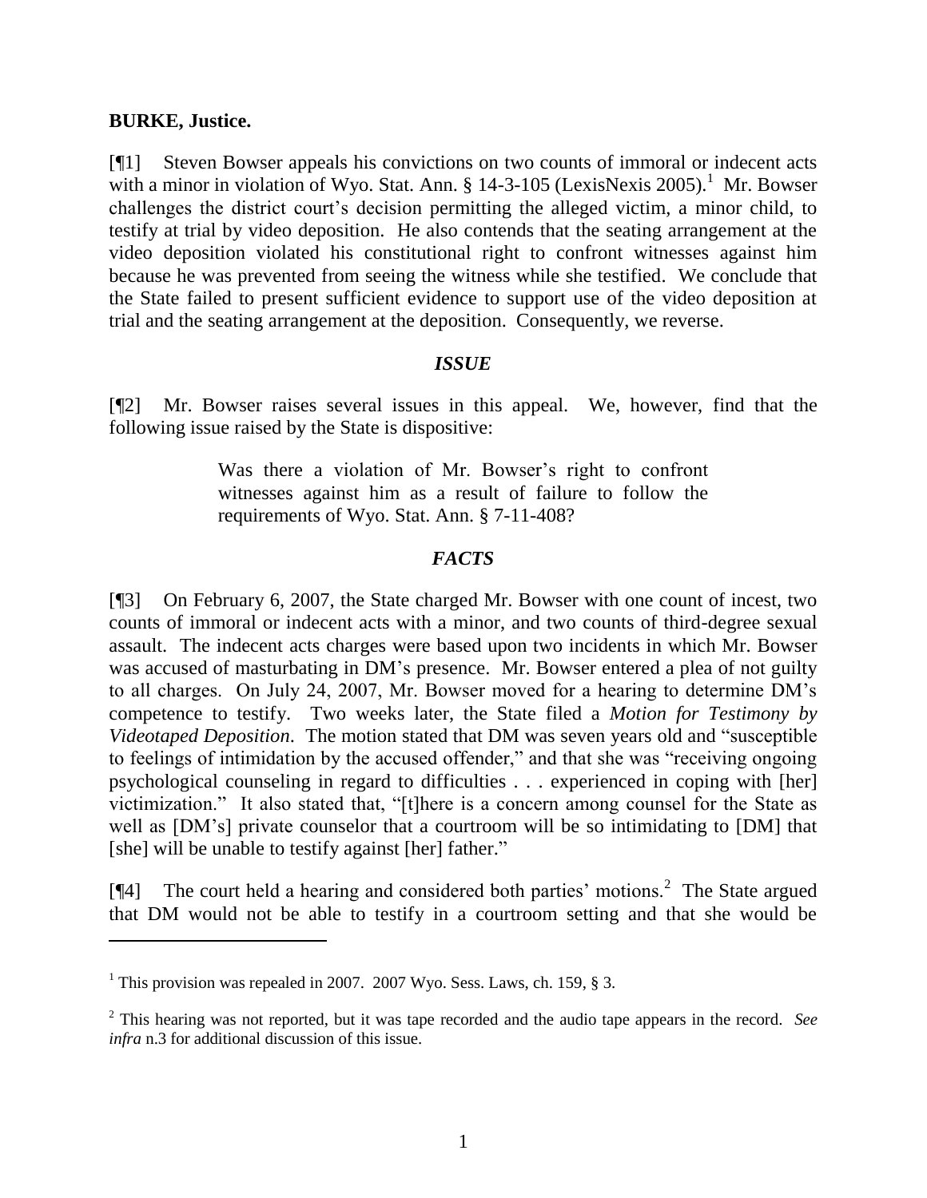**BURKE, Justice.**

[¶1] Steven Bowser appeals his convictions on two counts of immoral or indecent acts with a minor in violation of Wyo. Stat. Ann. § 14-3-105 (LexisNexis 2005).[1] Mr. Bowser challenges the district court's decision permitting the alleged victim, a minor child, to testify at trial by video deposition. He also contends that the seating arrangement at the video deposition violated his constitutional right to confront witnesses against him because he was prevented from seeing the witness while she testified. We conclude that the State failed to present sufficient evidence to support use of the video deposition at trial and the seating arrangement at the deposition. Consequently, we reverse.

### *ISSUE*

[¶2] Mr. Bowser raises several issues in this appeal. We, however, find that the following issue raised by the State is dispositive:

> Was there a violation of Mr. Bowser's right to confront witnesses against him as a result of failure to follow the requirements of Wyo. Stat. Ann. § 7-11-408?

### *FACTS*

[¶3] On February 6, 2007, the State charged Mr. Bowser with one count of incest, two counts of immoral or indecent acts with a minor, and two counts of third-degree sexual assault. The indecent acts charges were based upon two incidents in which Mr. Bowser was accused of masturbating in DM's presence. Mr. Bowser entered a plea of not guilty to all charges. On July 24, 2007, Mr. Bowser moved for a hearing to determine DM's competence to testify. Two weeks later, the State filed a *Motion for Testimony by Videotaped Deposition*. The motion stated that DM was seven years old and "susceptible to feelings of intimidation by the accused offender," and that she was "receiving ongoing psychological counseling in regard to difficulties . . . experienced in coping with [her] victimization." It also stated that, "[t]here is a concern among counsel for the State as well as [DM's] private counselor that a courtroom will be so intimidating to [DM] that [she] will be unable to testify against [her] father."

[¶4] The court held a hearing and considered both parties' motions.[2] The State argued that DM would not be able to testify in a courtroom setting and that she would be

---

[1] This provision was repealed in 2007. 2007 Wyo. Sess. Laws, ch. 159, § 3.

[2] This hearing was not reported, but it was tape recorded and the audio tape appears in the record. *See infra* n.3 for additional discussion of this issue.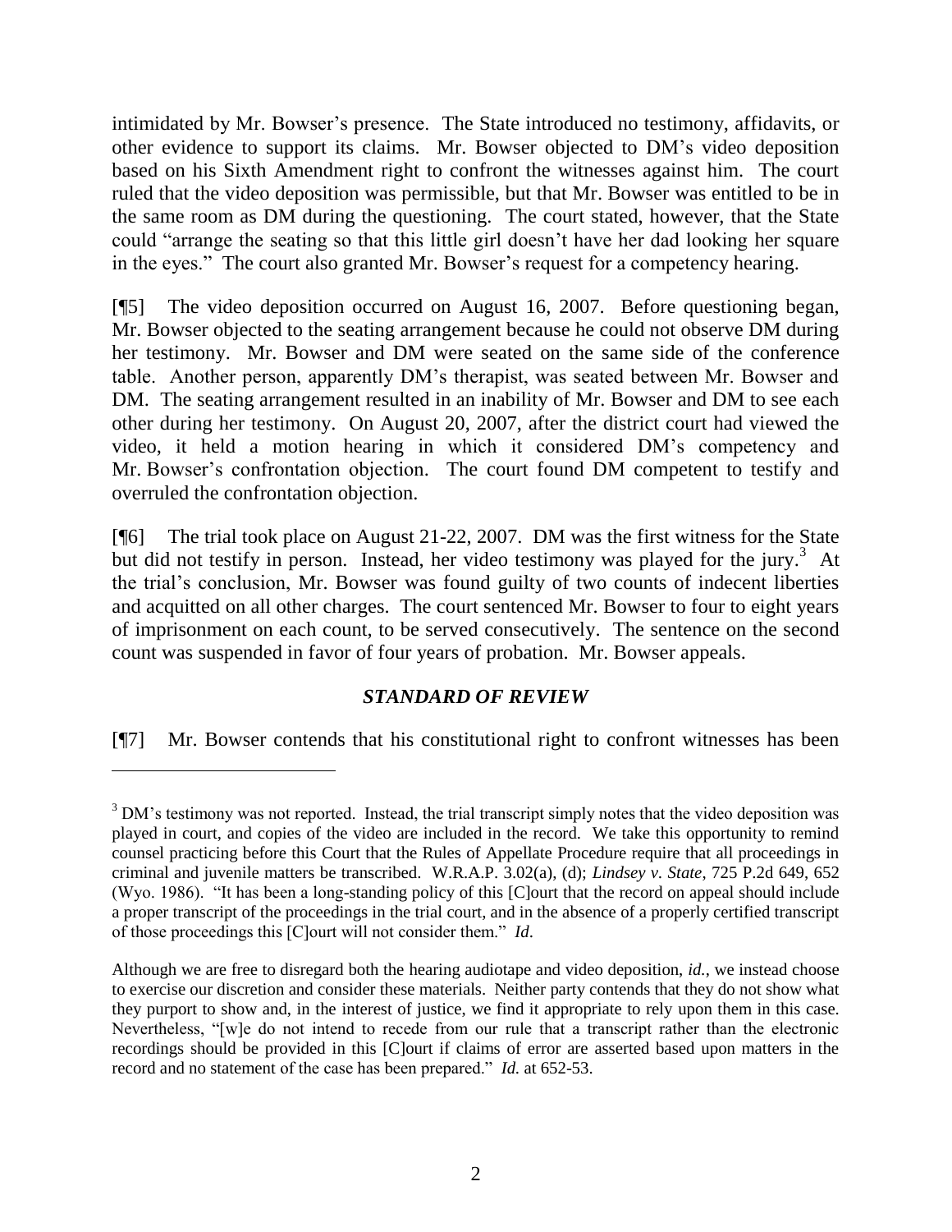intimidated by Mr. Bowser's presence. The State introduced no testimony, affidavits, or other evidence to support its claims. Mr. Bowser objected to DM's video deposition based on his Sixth Amendment right to confront the witnesses against him. The court ruled that the video deposition was permissible, but that Mr. Bowser was entitled to be in the same room as DM during the questioning. The court stated, however, that the State could "arrange the seating so that this little girl doesn't have her dad looking her square in the eyes." The court also granted Mr. Bowser's request for a competency hearing.

[¶5] The video deposition occurred on August 16, 2007. Before questioning began, Mr. Bowser objected to the seating arrangement because he could not observe DM during her testimony. Mr. Bowser and DM were seated on the same side of the conference table. Another person, apparently DM's therapist, was seated between Mr. Bowser and DM. The seating arrangement resulted in an inability of Mr. Bowser and DM to see each other during her testimony. On August 20, 2007, after the district court had viewed the video, it held a motion hearing in which it considered DM's competency and Mr. Bowser's confrontation objection. The court found DM competent to testify and overruled the confrontation objection.

[¶6] The trial took place on August 21-22, 2007. DM was the first witness for the State but did not testify in person. Instead, her video testimony was played for the jury.[3] At the trial's conclusion, Mr. Bowser was found guilty of two counts of indecent liberties and acquitted on all other charges. The court sentenced Mr. Bowser to four to eight years of imprisonment on each count, to be served consecutively. The sentence on the second count was suspended in favor of four years of probation. Mr. Bowser appeals.

### *STANDARD OF REVIEW*

[¶7] Mr. Bowser contends that his constitutional right to confront witnesses has been

---

[3] DM's testimony was not reported. Instead, the trial transcript simply notes that the video deposition was played in court, and copies of the video are included in the record. We take this opportunity to remind counsel practicing before this Court that the Rules of Appellate Procedure require that all proceedings in criminal and juvenile matters be transcribed. W.R.A.P. 3.02(a), (d); *Lindsey v. State*, 725 P.2d 649, 652 (Wyo. 1986). "It has been a long-standing policy of this [C]ourt that the record on appeal should include a proper transcript of the proceedings in the trial court, and in the absence of a properly certified transcript of those proceedings this [C]ourt will not consider them." *Id*.

Although we are free to disregard both the hearing audiotape and video deposition, *id.*, we instead choose to exercise our discretion and consider these materials. Neither party contends that they do not show what they purport to show and, in the interest of justice, we find it appropriate to rely upon them in this case. Nevertheless, "[w]e do not intend to recede from our rule that a transcript rather than the electronic recordings should be provided in this [C]ourt if claims of error are asserted based upon matters in the record and no statement of the case has been prepared." *Id.* at 652-53.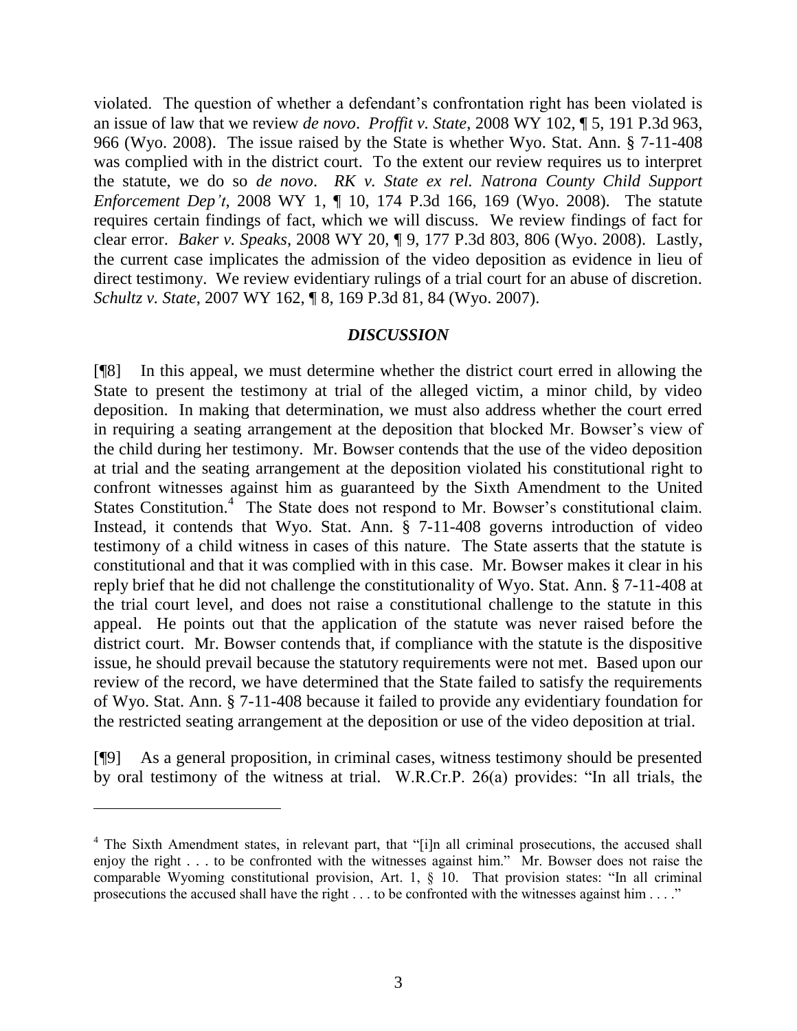violated. The question of whether a defendant's confrontation right has been violated is an issue of law that we review *de novo*. *Proffit v. State*, 2008 WY 102, ¶ 5, 191 P.3d 963, 966 (Wyo. 2008). The issue raised by the State is whether Wyo. Stat. Ann. § 7-11-408 was complied with in the district court. To the extent our review requires us to interpret the statute, we do so *de novo*. *RK v. State ex rel. Natrona County Child Support Enforcement Dep't*, 2008 WY 1, ¶ 10, 174 P.3d 166, 169 (Wyo. 2008). The statute requires certain findings of fact, which we will discuss. We review findings of fact for clear error. *Baker v. Speaks*, 2008 WY 20, ¶ 9, 177 P.3d 803, 806 (Wyo. 2008). Lastly, the current case implicates the admission of the video deposition as evidence in lieu of direct testimony. We review evidentiary rulings of a trial court for an abuse of discretion. *Schultz v. State*, 2007 WY 162, ¶ 8, 169 P.3d 81, 84 (Wyo. 2007).

## *DISCUSSION*

[¶8] In this appeal, we must determine whether the district court erred in allowing the State to present the testimony at trial of the alleged victim, a minor child, by video deposition. In making that determination, we must also address whether the court erred in requiring a seating arrangement at the deposition that blocked Mr. Bowser's view of the child during her testimony. Mr. Bowser contends that the use of the video deposition at trial and the seating arrangement at the deposition violated his constitutional right to confront witnesses against him as guaranteed by the Sixth Amendment to the United States Constitution.[4] The State does not respond to Mr. Bowser's constitutional claim. Instead, it contends that Wyo. Stat. Ann. § 7-11-408 governs introduction of video testimony of a child witness in cases of this nature. The State asserts that the statute is constitutional and that it was complied with in this case. Mr. Bowser makes it clear in his reply brief that he did not challenge the constitutionality of Wyo. Stat. Ann. § 7-11-408 at the trial court level, and does not raise a constitutional challenge to the statute in this appeal. He points out that the application of the statute was never raised before the district court. Mr. Bowser contends that, if compliance with the statute is the dispositive issue, he should prevail because the statutory requirements were not met. Based upon our review of the record, we have determined that the State failed to satisfy the requirements of Wyo. Stat. Ann. § 7-11-408 because it failed to provide any evidentiary foundation for the restricted seating arrangement at the deposition or use of the video deposition at trial.

[¶9] As a general proposition, in criminal cases, witness testimony should be presented by oral testimony of the witness at trial. W.R.Cr.P. 26(a) provides: "In all trials, the

---

[4] The Sixth Amendment states, in relevant part, that "[i]n all criminal prosecutions, the accused shall enjoy the right . . . to be confronted with the witnesses against him." Mr. Bowser does not raise the comparable Wyoming constitutional provision, Art. 1, § 10. That provision states: "In all criminal prosecutions the accused shall have the right . . . to be confronted with the witnesses against him . . . ."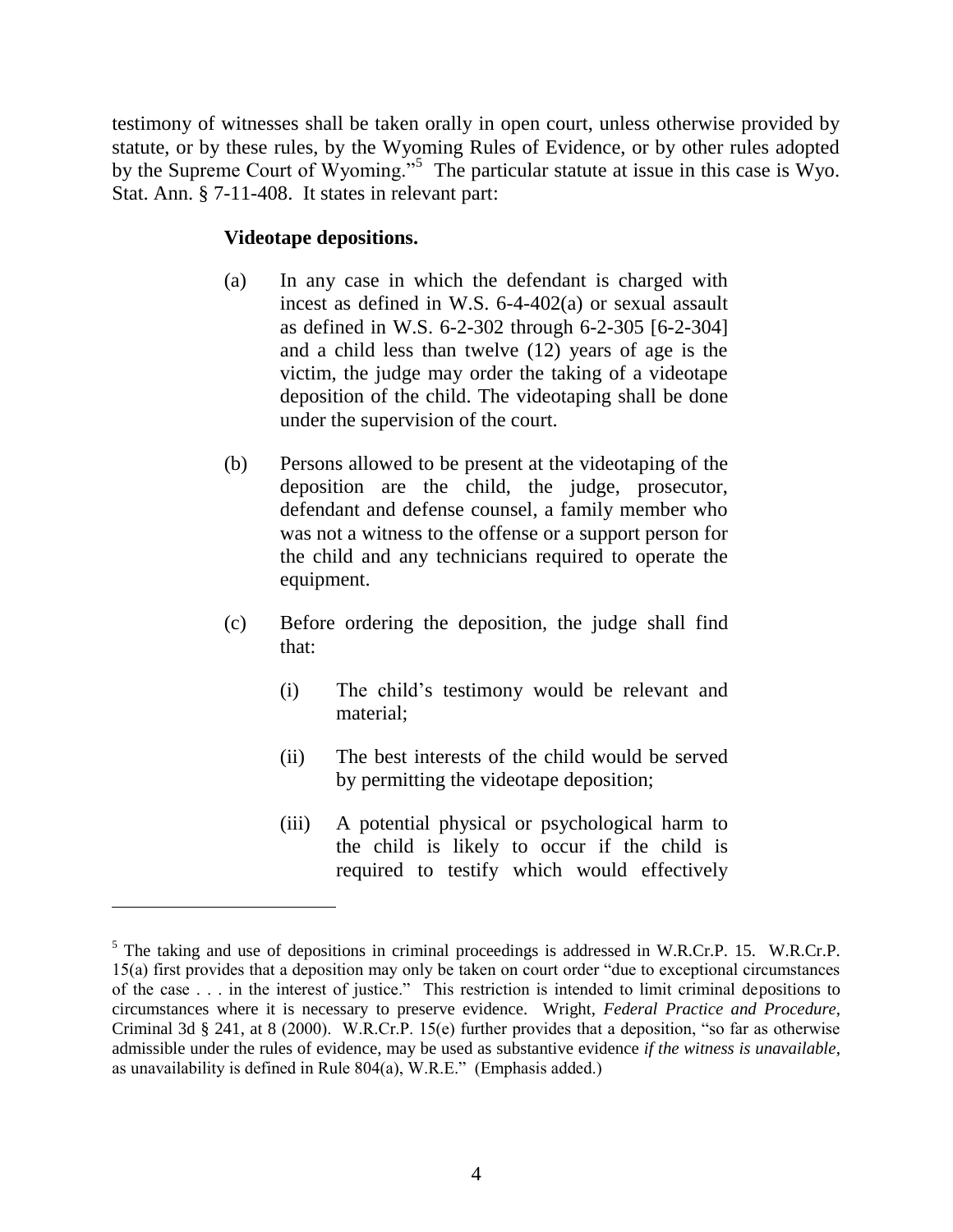testimony of witnesses shall be taken orally in open court, unless otherwise provided by statute, or by these rules, by the Wyoming Rules of Evidence, or by other rules adopted by the Supreme Court of Wyoming."[5] The particular statute at issue in this case is Wyo. Stat. Ann. § 7-11-408. It states in relevant part:

> **Videotape depositions.**
>
> (a) In any case in which the defendant is charged with incest as defined in W.S. 6-4-402(a) or sexual assault as defined in W.S. 6-2-302 through 6-2-305 [6-2-304] and a child less than twelve (12) years of age is the victim, the judge may order the taking of a videotape deposition of the child. The videotaping shall be done under the supervision of the court.
>
> (b) Persons allowed to be present at the videotaping of the deposition are the child, the judge, prosecutor, defendant and defense counsel, a family member who was not a witness to the offense or a support person for the child and any technicians required to operate the equipment.
>
> (c) Before ordering the deposition, the judge shall find that:
>
> (i) The child's testimony would be relevant and material;
>
> (ii) The best interests of the child would be served by permitting the videotape deposition;
>
> (iii) A potential physical or psychological harm to the child is likely to occur if the child is required to testify which would effectively

---

[5] The taking and use of depositions in criminal proceedings is addressed in W.R.Cr.P. 15. W.R.Cr.P. 15(a) first provides that a deposition may only be taken on court order "due to exceptional circumstances of the case . . . in the interest of justice." This restriction is intended to limit criminal depositions to circumstances where it is necessary to preserve evidence. Wright, *Federal Practice and Procedure*, Criminal 3d § 241, at 8 (2000). W.R.Cr.P. 15(e) further provides that a deposition, "so far as otherwise admissible under the rules of evidence, may be used as substantive evidence *if the witness is unavailable*, as unavailability is defined in Rule 804(a), W.R.E." (Emphasis added.)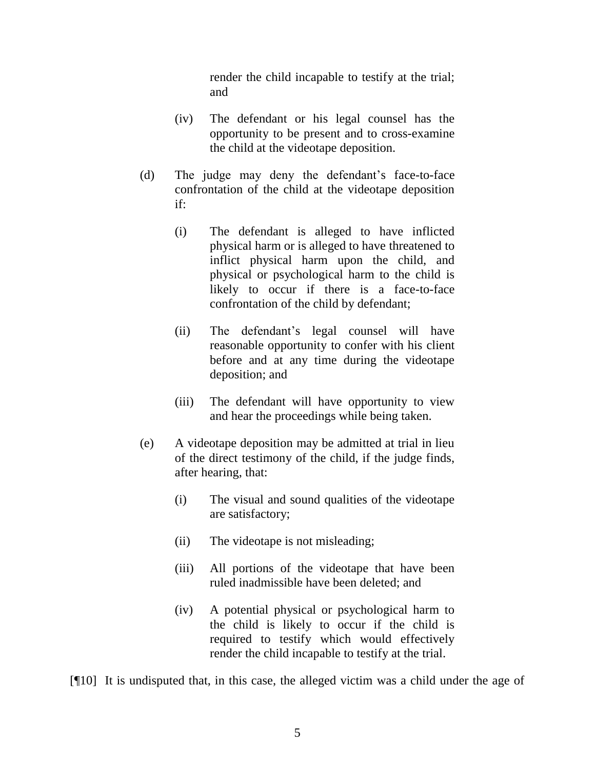render the child incapable to testify at the trial; and

(iv) The defendant or his legal counsel has the opportunity to be present and to cross-examine the child at the videotape deposition.

(d) The judge may deny the defendant's face-to-face confrontation of the child at the videotape deposition if:

(i) The defendant is alleged to have inflicted physical harm or is alleged to have threatened to inflict physical harm upon the child, and physical or psychological harm to the child is likely to occur if there is a face-to-face confrontation of the child by defendant;

(ii) The defendant's legal counsel will have reasonable opportunity to confer with his client before and at any time during the videotape deposition; and

(iii) The defendant will have opportunity to view and hear the proceedings while being taken.

(e) A videotape deposition may be admitted at trial in lieu of the direct testimony of the child, if the judge finds, after hearing, that:

(i) The visual and sound qualities of the videotape are satisfactory;

(ii) The videotape is not misleading;

(iii) All portions of the videotape that have been ruled inadmissible have been deleted; and

(iv) A potential physical or psychological harm to the child is likely to occur if the child is required to testify which would effectively render the child incapable to testify at the trial.

[¶10] It is undisputed that, in this case, the alleged victim was a child under the age of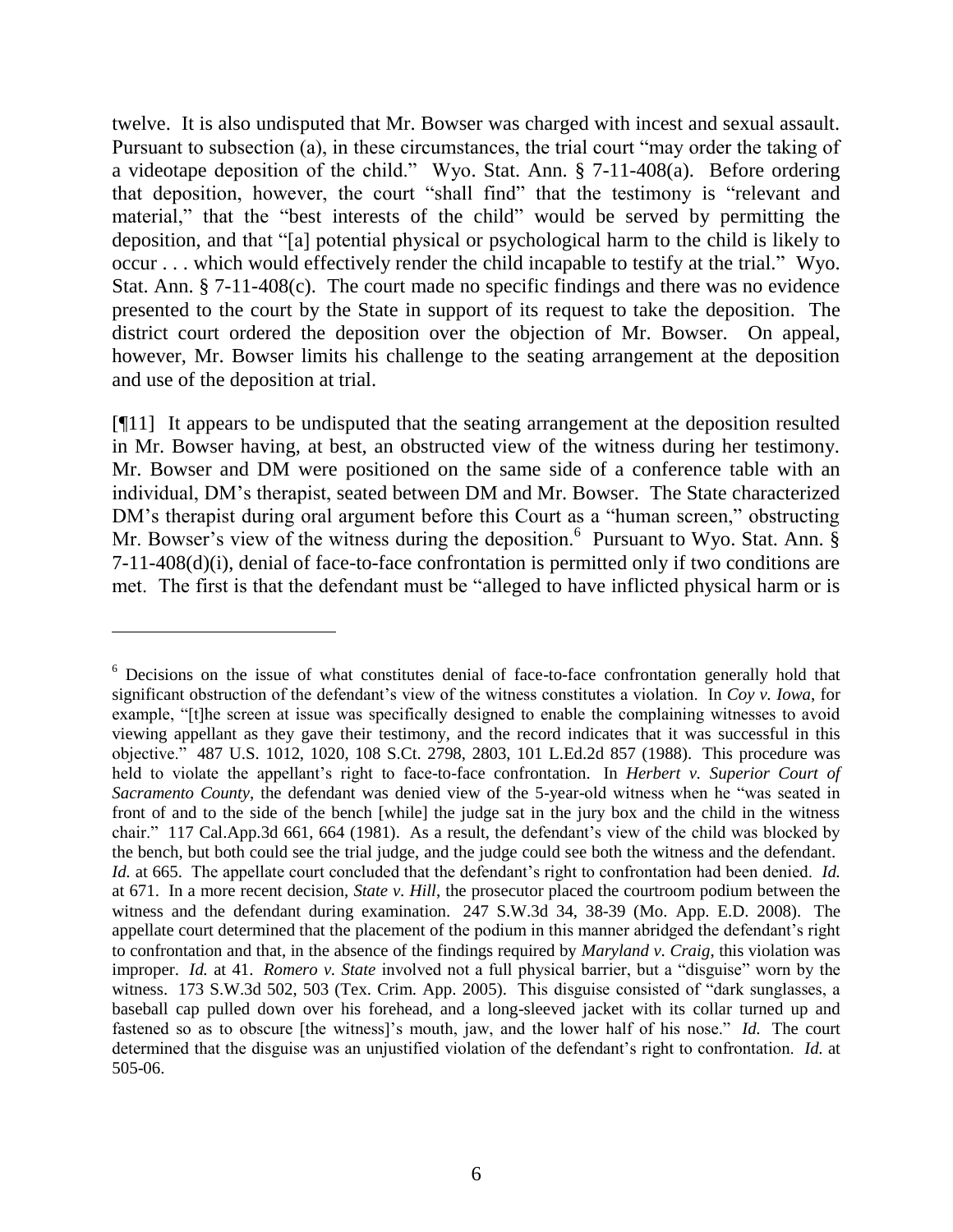twelve. It is also undisputed that Mr. Bowser was charged with incest and sexual assault. Pursuant to subsection (a), in these circumstances, the trial court "may order the taking of a videotape deposition of the child." Wyo. Stat. Ann. § 7-11-408(a). Before ordering that deposition, however, the court "shall find" that the testimony is "relevant and material," that the "best interests of the child" would be served by permitting the deposition, and that "[a] potential physical or psychological harm to the child is likely to occur . . . which would effectively render the child incapable to testify at the trial." Wyo. Stat. Ann. § 7-11-408(c). The court made no specific findings and there was no evidence presented to the court by the State in support of its request to take the deposition. The district court ordered the deposition over the objection of Mr. Bowser. On appeal, however, Mr. Bowser limits his challenge to the seating arrangement at the deposition and use of the deposition at trial.

[¶11] It appears to be undisputed that the seating arrangement at the deposition resulted in Mr. Bowser having, at best, an obstructed view of the witness during her testimony. Mr. Bowser and DM were positioned on the same side of a conference table with an individual, DM's therapist, seated between DM and Mr. Bowser. The State characterized DM's therapist during oral argument before this Court as a "human screen," obstructing Mr. Bowser's view of the witness during the deposition.[6] Pursuant to Wyo. Stat. Ann. § 7-11-408(d)(i), denial of face-to-face confrontation is permitted only if two conditions are met. The first is that the defendant must be "alleged to have inflicted physical harm or is

---

[6] Decisions on the issue of what constitutes denial of face-to-face confrontation generally hold that significant obstruction of the defendant's view of the witness constitutes a violation. In *Coy v. Iowa*, for example, "[t]he screen at issue was specifically designed to enable the complaining witnesses to avoid viewing appellant as they gave their testimony, and the record indicates that it was successful in this objective." 487 U.S. 1012, 1020, 108 S.Ct. 2798, 2803, 101 L.Ed.2d 857 (1988). This procedure was held to violate the appellant's right to face-to-face confrontation. In *Herbert v. Superior Court of Sacramento County*, the defendant was denied view of the 5-year-old witness when he "was seated in front of and to the side of the bench [while] the judge sat in the jury box and the child in the witness chair." 117 Cal.App.3d 661, 664 (1981). As a result, the defendant's view of the child was blocked by the bench, but both could see the trial judge, and the judge could see both the witness and the defendant. *Id.* at 665. The appellate court concluded that the defendant's right to confrontation had been denied. *Id.* at 671. In a more recent decision, *State v. Hill*, the prosecutor placed the courtroom podium between the witness and the defendant during examination. 247 S.W.3d 34, 38-39 (Mo. App. E.D. 2008). The appellate court determined that the placement of the podium in this manner abridged the defendant's right to confrontation and that, in the absence of the findings required by *Maryland v. Craig*, this violation was improper. *Id.* at 41. *Romero v. State* involved not a full physical barrier, but a "disguise" worn by the witness. 173 S.W.3d 502, 503 (Tex. Crim. App. 2005). This disguise consisted of "dark sunglasses, a baseball cap pulled down over his forehead, and a long-sleeved jacket with its collar turned up and fastened so as to obscure [the witness]'s mouth, jaw, and the lower half of his nose." *Id.* The court determined that the disguise was an unjustified violation of the defendant's right to confrontation. *Id.* at 505-06.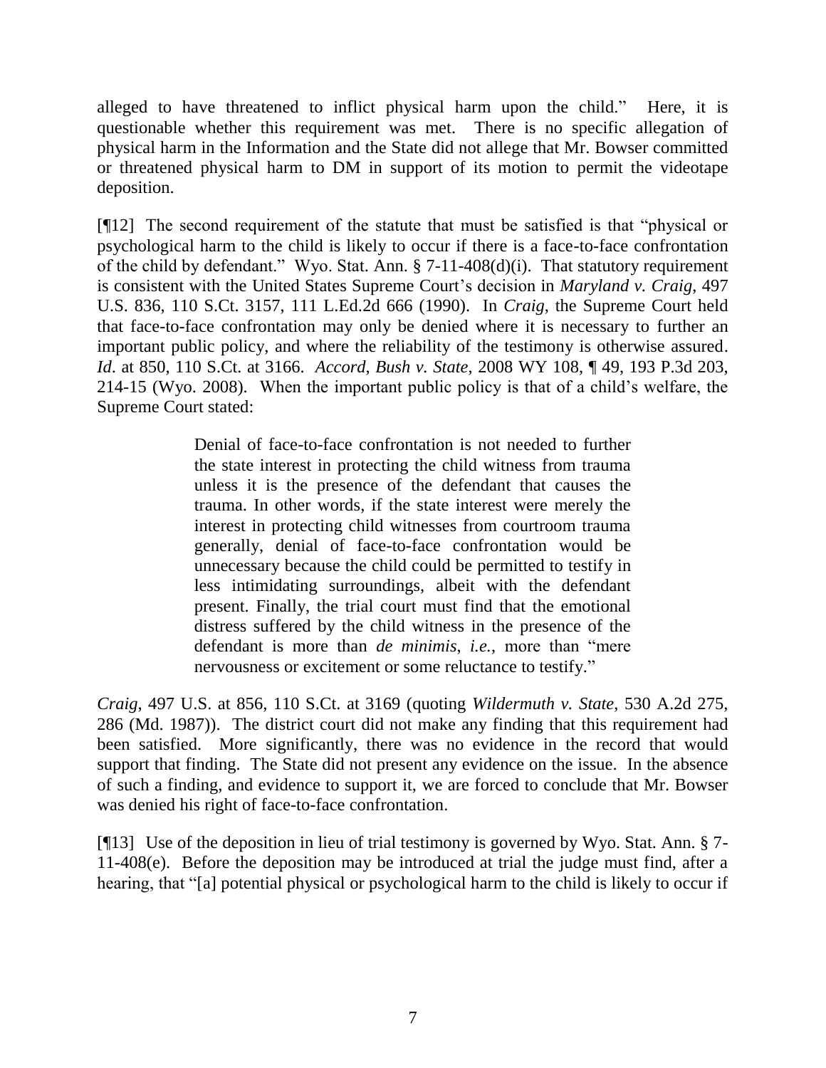alleged to have threatened to inflict physical harm upon the child." Here, it is questionable whether this requirement was met. There is no specific allegation of physical harm in the Information and the State did not allege that Mr. Bowser committed or threatened physical harm to DM in support of its motion to permit the videotape deposition.

[¶12] The second requirement of the statute that must be satisfied is that "physical or psychological harm to the child is likely to occur if there is a face-to-face confrontation of the child by defendant." Wyo. Stat. Ann. § 7-11-408(d)(i). That statutory requirement is consistent with the United States Supreme Court's decision in *Maryland v. Craig*, 497 U.S. 836, 110 S.Ct. 3157, 111 L.Ed.2d 666 (1990). In *Craig*, the Supreme Court held that face-to-face confrontation may only be denied where it is necessary to further an important public policy, and where the reliability of the testimony is otherwise assured. *Id*. at 850, 110 S.Ct. at 3166. *Accord*, *Bush v. State*, 2008 WY 108, ¶ 49, 193 P.3d 203, 214-15 (Wyo. 2008). When the important public policy is that of a child's welfare, the Supreme Court stated:

> Denial of face-to-face confrontation is not needed to further the state interest in protecting the child witness from trauma unless it is the presence of the defendant that causes the trauma. In other words, if the state interest were merely the interest in protecting child witnesses from courtroom trauma generally, denial of face-to-face confrontation would be unnecessary because the child could be permitted to testify in less intimidating surroundings, albeit with the defendant present. Finally, the trial court must find that the emotional distress suffered by the child witness in the presence of the defendant is more than *de minimis*, *i.e.*, more than "mere nervousness or excitement or some reluctance to testify."

*Craig*, 497 U.S. at 856, 110 S.Ct. at 3169 (quoting *Wildermuth v. State*, 530 A.2d 275, 286 (Md. 1987)). The district court did not make any finding that this requirement had been satisfied. More significantly, there was no evidence in the record that would support that finding. The State did not present any evidence on the issue. In the absence of such a finding, and evidence to support it, we are forced to conclude that Mr. Bowser was denied his right of face-to-face confrontation.

[¶13] Use of the deposition in lieu of trial testimony is governed by Wyo. Stat. Ann. § 7-11-408(e). Before the deposition may be introduced at trial the judge must find, after a hearing, that "[a] potential physical or psychological harm to the child is likely to occur if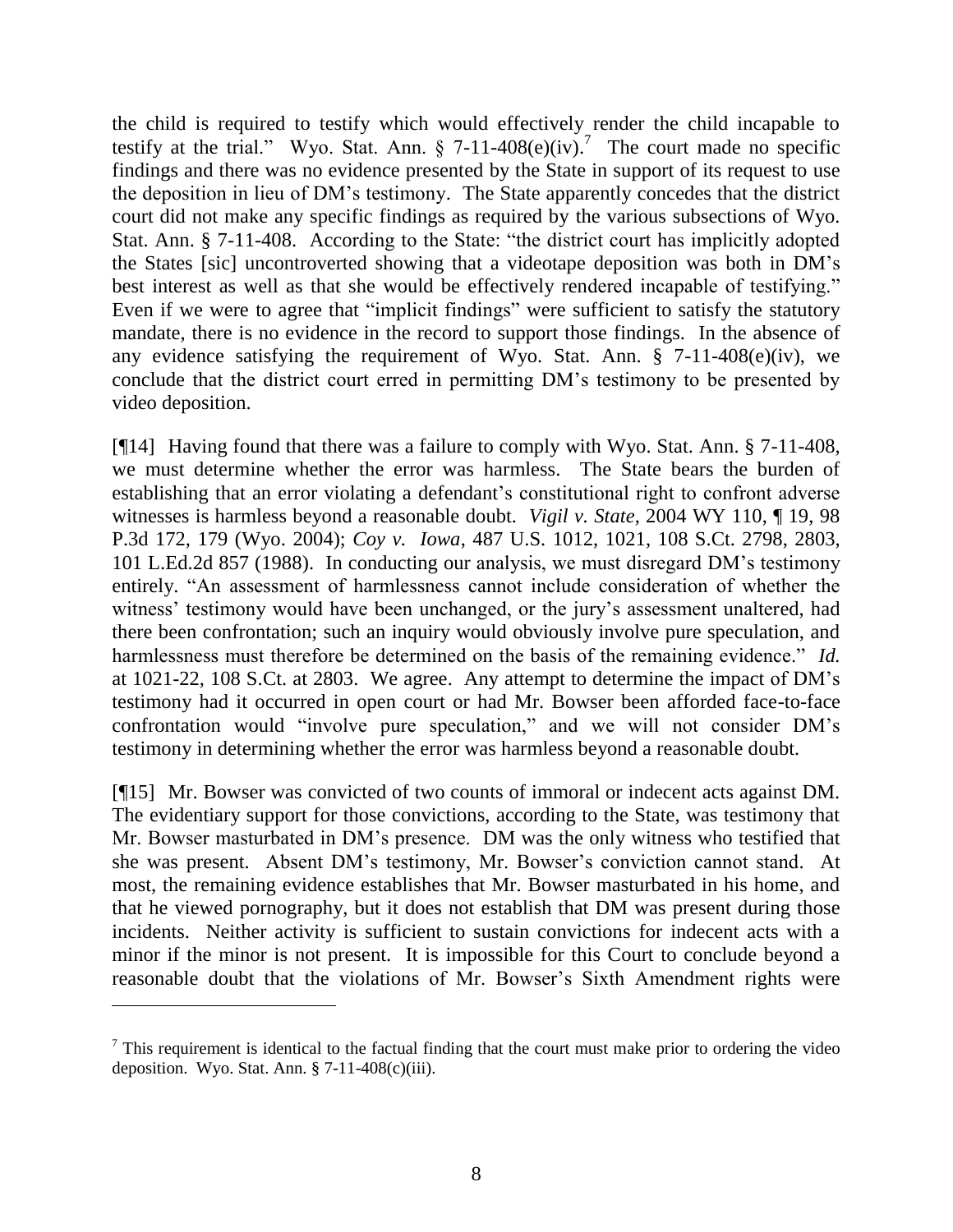the child is required to testify which would effectively render the child incapable to testify at the trial." Wyo. Stat. Ann. § 7-11-408(e)(iv).[7] The court made no specific findings and there was no evidence presented by the State in support of its request to use the deposition in lieu of DM's testimony. The State apparently concedes that the district court did not make any specific findings as required by the various subsections of Wyo. Stat. Ann. § 7-11-408. According to the State: "the district court has implicitly adopted the States [sic] uncontroverted showing that a videotape deposition was both in DM's best interest as well as that she would be effectively rendered incapable of testifying." Even if we were to agree that "implicit findings" were sufficient to satisfy the statutory mandate, there is no evidence in the record to support those findings. In the absence of any evidence satisfying the requirement of Wyo. Stat. Ann. § 7-11-408(e)(iv), we conclude that the district court erred in permitting DM's testimony to be presented by video deposition.

[¶14] Having found that there was a failure to comply with Wyo. Stat. Ann. § 7-11-408, we must determine whether the error was harmless. The State bears the burden of establishing that an error violating a defendant's constitutional right to confront adverse witnesses is harmless beyond a reasonable doubt. *Vigil v. State*, 2004 WY 110, ¶ 19, 98 P.3d 172, 179 (Wyo. 2004); *Coy v. Iowa*, 487 U.S. 1012, 1021, 108 S.Ct. 2798, 2803, 101 L.Ed.2d 857 (1988). In conducting our analysis, we must disregard DM's testimony entirely. "An assessment of harmlessness cannot include consideration of whether the witness' testimony would have been unchanged, or the jury's assessment unaltered, had there been confrontation; such an inquiry would obviously involve pure speculation, and harmlessness must therefore be determined on the basis of the remaining evidence." *Id.* at 1021-22, 108 S.Ct. at 2803. We agree. Any attempt to determine the impact of DM's testimony had it occurred in open court or had Mr. Bowser been afforded face-to-face confrontation would "involve pure speculation," and we will not consider DM's testimony in determining whether the error was harmless beyond a reasonable doubt.

[¶15] Mr. Bowser was convicted of two counts of immoral or indecent acts against DM. The evidentiary support for those convictions, according to the State, was testimony that Mr. Bowser masturbated in DM's presence. DM was the only witness who testified that she was present. Absent DM's testimony, Mr. Bowser's conviction cannot stand. At most, the remaining evidence establishes that Mr. Bowser masturbated in his home, and that he viewed pornography, but it does not establish that DM was present during those incidents. Neither activity is sufficient to sustain convictions for indecent acts with a minor if the minor is not present. It is impossible for this Court to conclude beyond a reasonable doubt that the violations of Mr. Bowser's Sixth Amendment rights were

---

[7] This requirement is identical to the factual finding that the court must make prior to ordering the video deposition. Wyo. Stat. Ann. § 7-11-408(c)(iii).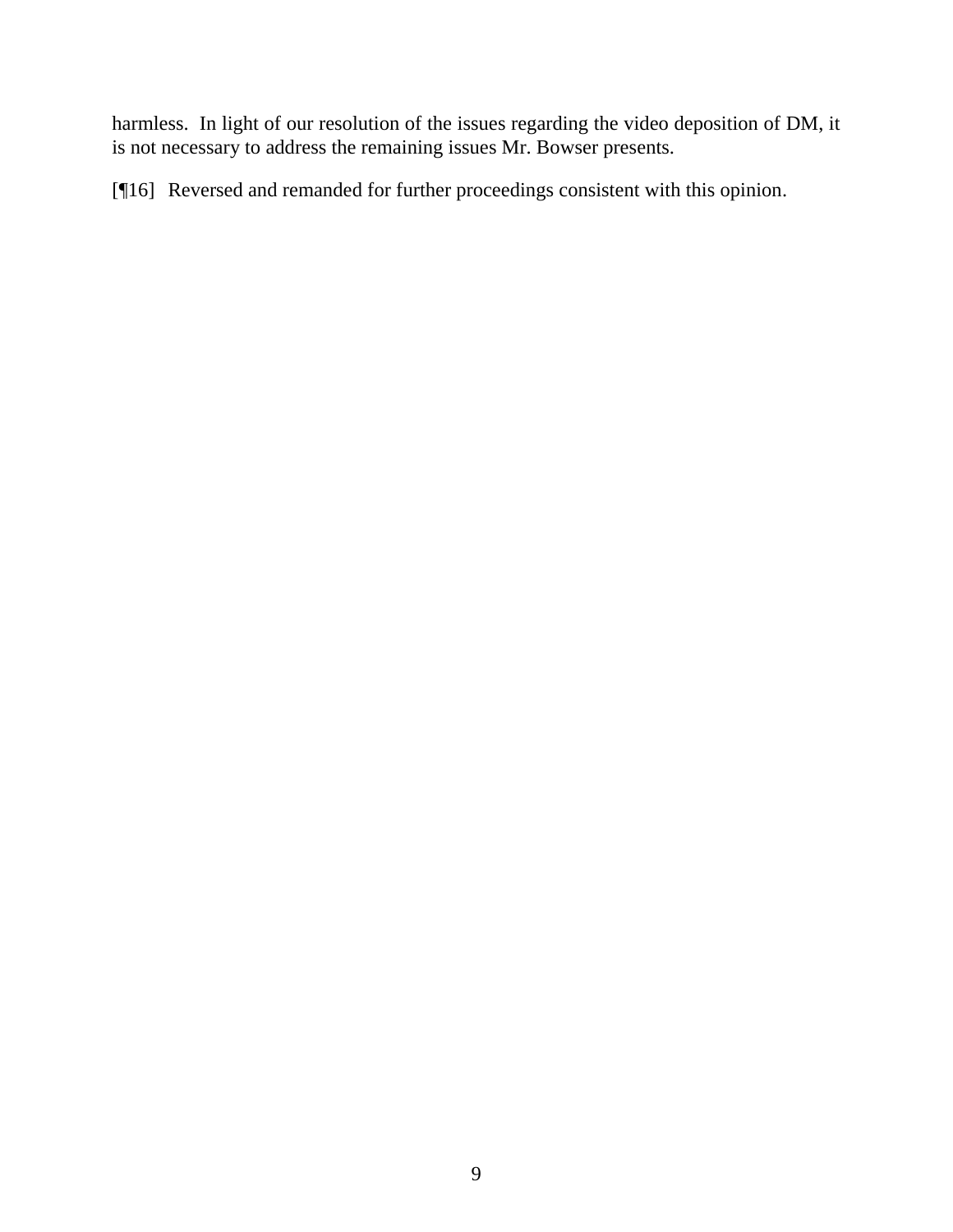harmless. In light of our resolution of the issues regarding the video deposition of DM, it is not necessary to address the remaining issues Mr. Bowser presents.

[¶16] Reversed and remanded for further proceedings consistent with this opinion.